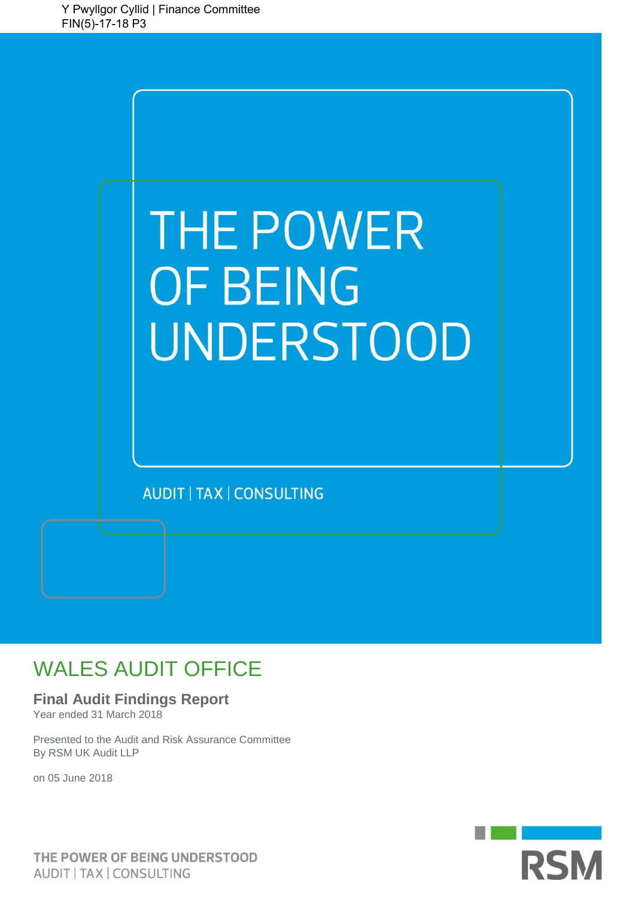Y Pwyllgor Cyllid | Finance Committee
FIN(5)-17-18 P3

THE POWER OF BEING UNDERSTOOD

AUDIT | TAX | CONSULTING

# WALES AUDIT OFFICE

## Final Audit Findings Report

Year ended 31 March 2018

Presented to the Audit and Risk Assurance Committee
By RSM UK Audit LLP

on 05 June 2018

THE POWER OF BEING UNDERSTOOD
AUDIT | TAX | CONSULTING

RSM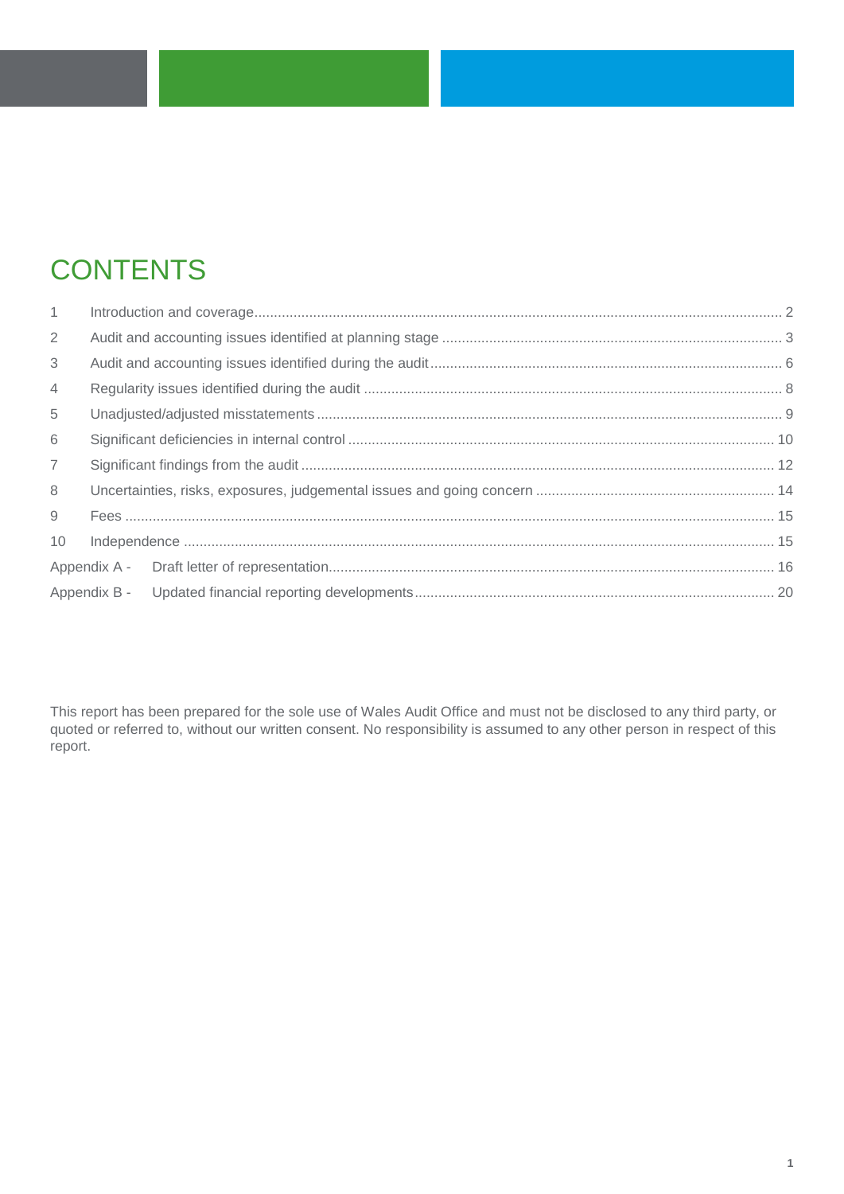# CONTENTS

| | | |
|---|---|---|
| 1 | Introduction and coverage | 2 |
| 2 | Audit and accounting issues identified at planning stage | 3 |
| 3 | Audit and accounting issues identified during the audit | 6 |
| 4 | Regularity issues identified during the audit | 8 |
| 5 | Unadjusted/adjusted misstatements | 9 |
| 6 | Significant deficiencies in internal control | 10 |
| 7 | Significant findings from the audit | 12 |
| 8 | Uncertainties, risks, exposures, judgemental issues and going concern | 14 |
| 9 | Fees | 15 |
| 10 | Independence | 15 |
| Appendix A - | Draft letter of representation | 16 |
| Appendix B - | Updated financial reporting developments | 20 |

This report has been prepared for the sole use of Wales Audit Office and must not be disclosed to any third party, or quoted or referred to, without our written consent. No responsibility is assumed to any other person in respect of this report.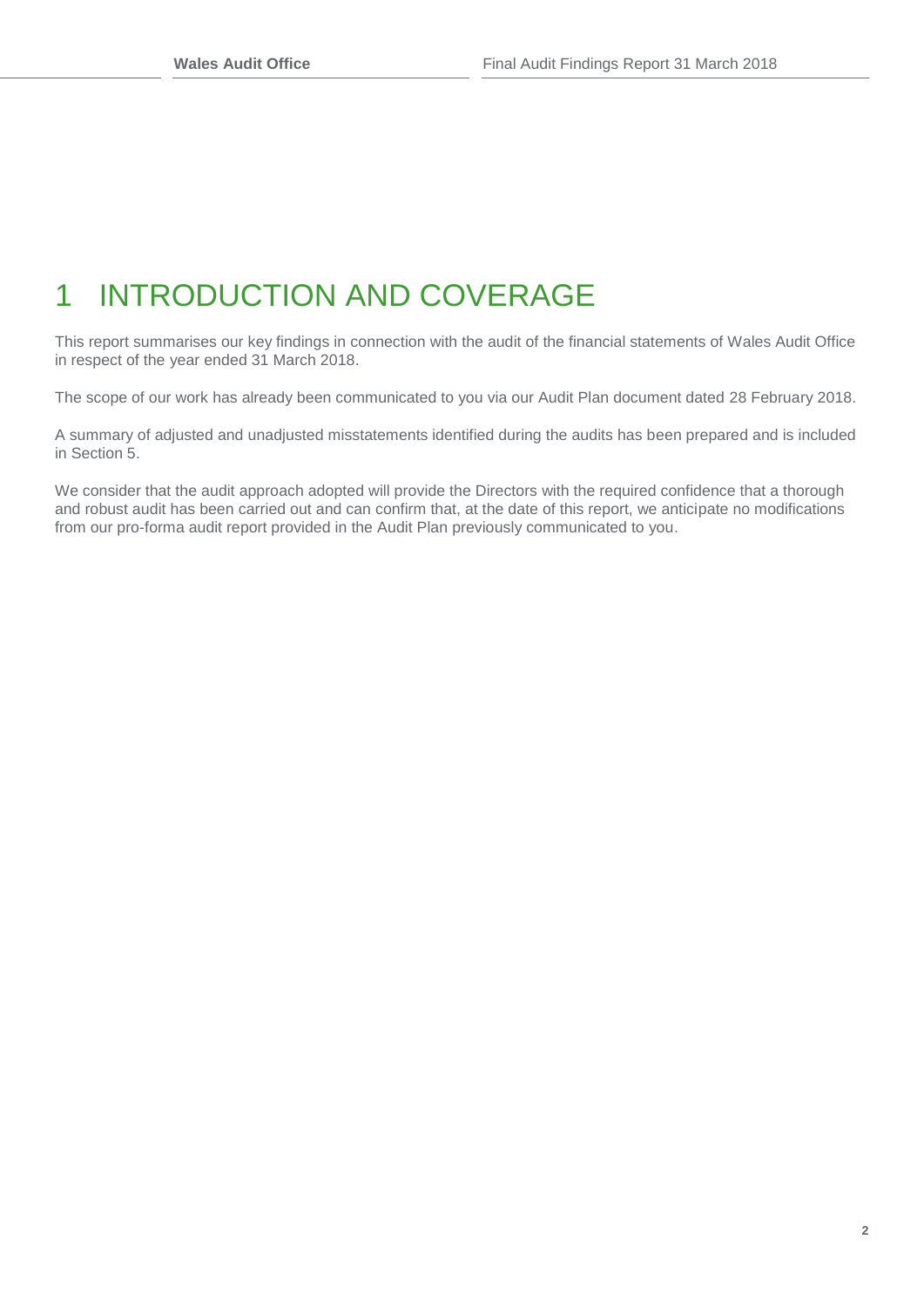# 1 INTRODUCTION AND COVERAGE

This report summarises our key findings in connection with the audit of the financial statements of Wales Audit Office in respect of the year ended 31 March 2018.

The scope of our work has already been communicated to you via our Audit Plan document dated 28 February 2018.

A summary of adjusted and unadjusted misstatements identified during the audits has been prepared and is included in Section 5.

We consider that the audit approach adopted will provide the Directors with the required confidence that a thorough and robust audit has been carried out and can confirm that, at the date of this report, we anticipate no modifications from our pro-forma audit report provided in the Audit Plan previously communicated to you.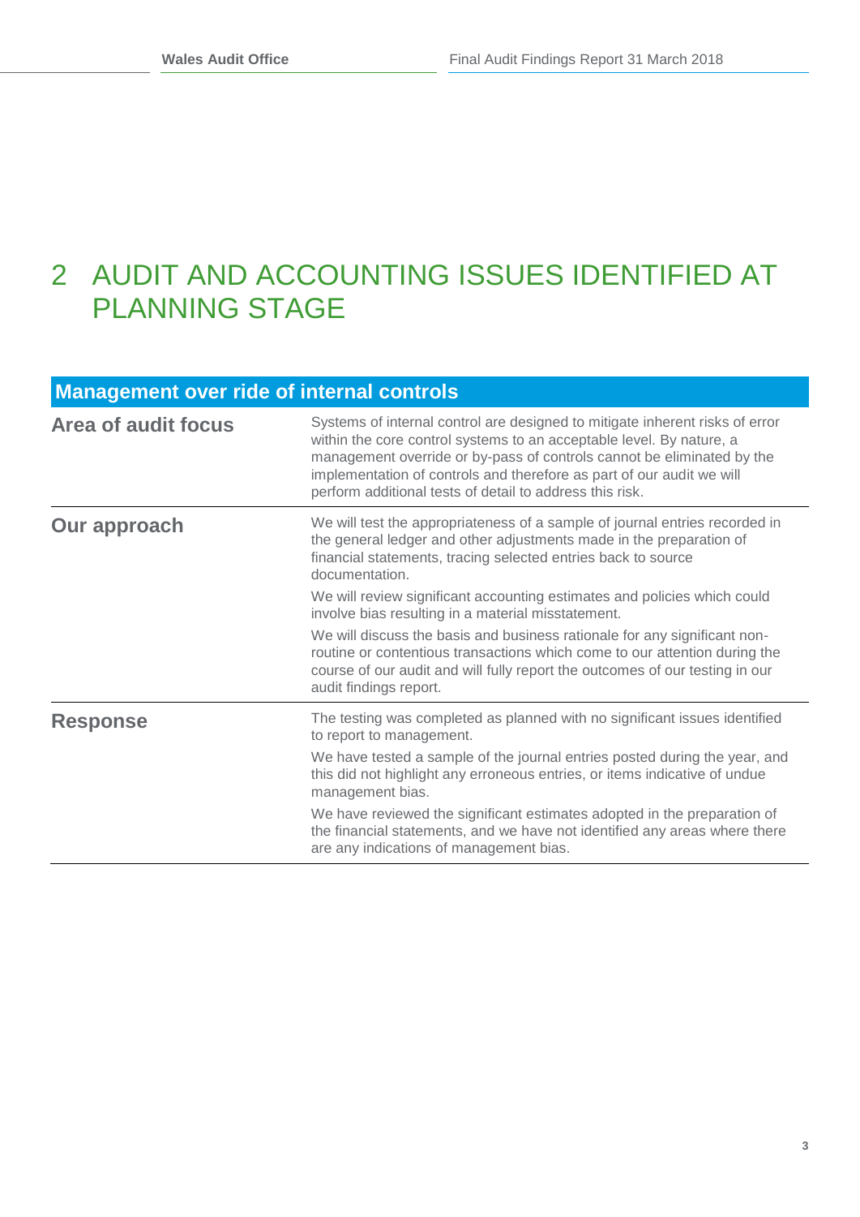# 2 AUDIT AND ACCOUNTING ISSUES IDENTIFIED AT PLANNING STAGE

| **Management over ride of internal controls** | |
|---|---|
| **Area of audit focus** | Systems of internal control are designed to mitigate inherent risks of error within the core control systems to an acceptable level. By nature, a management override or by-pass of controls cannot be eliminated by the implementation of controls and therefore as part of our audit we will perform additional tests of detail to address this risk. |
| **Our approach** | We will test the appropriateness of a sample of journal entries recorded in the general ledger and other adjustments made in the preparation of financial statements, tracing selected entries back to source documentation.<br><br>We will review significant accounting estimates and policies which could involve bias resulting in a material misstatement.<br><br>We will discuss the basis and business rationale for any significant non-routine or contentious transactions which come to our attention during the course of our audit and will fully report the outcomes of our testing in our audit findings report. |
| **Response** | The testing was completed as planned with no significant issues identified to report to management.<br><br>We have tested a sample of the journal entries posted during the year, and this did not highlight any erroneous entries, or items indicative of undue management bias.<br><br>We have reviewed the significant estimates adopted in the preparation of the financial statements, and we have not identified any areas where there are any indications of management bias. |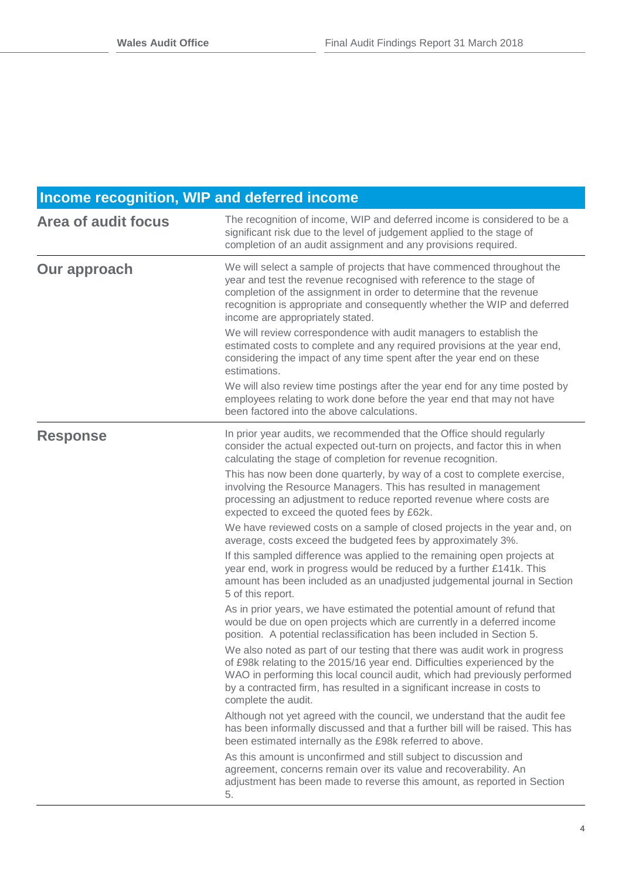## Income recognition, WIP and deferred income

| | |
|---|---|
| **Area of audit focus** | The recognition of income, WIP and deferred income is considered to be a significant risk due to the level of judgement applied to the stage of completion of an audit assignment and any provisions required. |
| **Our approach** | We will select a sample of projects that have commenced throughout the year and test the revenue recognised with reference to the stage of completion of the assignment in order to determine that the revenue recognition is appropriate and consequently whether the WIP and deferred income are appropriately stated.<br><br>We will review correspondence with audit managers to establish the estimated costs to complete and any required provisions at the year end, considering the impact of any time spent after the year end on these estimations.<br><br>We will also review time postings after the year end for any time posted by employees relating to work done before the year end that may not have been factored into the above calculations. |
| **Response** | In prior year audits, we recommended that the Office should regularly consider the actual expected out-turn on projects, and factor this in when calculating the stage of completion for revenue recognition.<br><br>This has now been done quarterly, by way of a cost to complete exercise, involving the Resource Managers. This has resulted in management processing an adjustment to reduce reported revenue where costs are expected to exceed the quoted fees by £62k.<br><br>We have reviewed costs on a sample of closed projects in the year and, on average, costs exceed the budgeted fees by approximately 3%.<br><br>If this sampled difference was applied to the remaining open projects at year end, work in progress would be reduced by a further £141k. This amount has been included as an unadjusted judgemental journal in Section 5 of this report.<br><br>As in prior years, we have estimated the potential amount of refund that would be due on open projects which are currently in a deferred income position. A potential reclassification has been included in Section 5.<br><br>We also noted as part of our testing that there was audit work in progress of £98k relating to the 2015/16 year end. Difficulties experienced by the WAO in performing this local council audit, which had previously performed by a contracted firm, has resulted in a significant increase in costs to complete the audit.<br><br>Although not yet agreed with the council, we understand that the audit fee has been informally discussed and that a further bill will be raised. This has been estimated internally as the £98k referred to above.<br><br>As this amount is unconfirmed and still subject to discussion and agreement, concerns remain over its value and recoverability. An adjustment has been made to reverse this amount, as reported in Section 5. |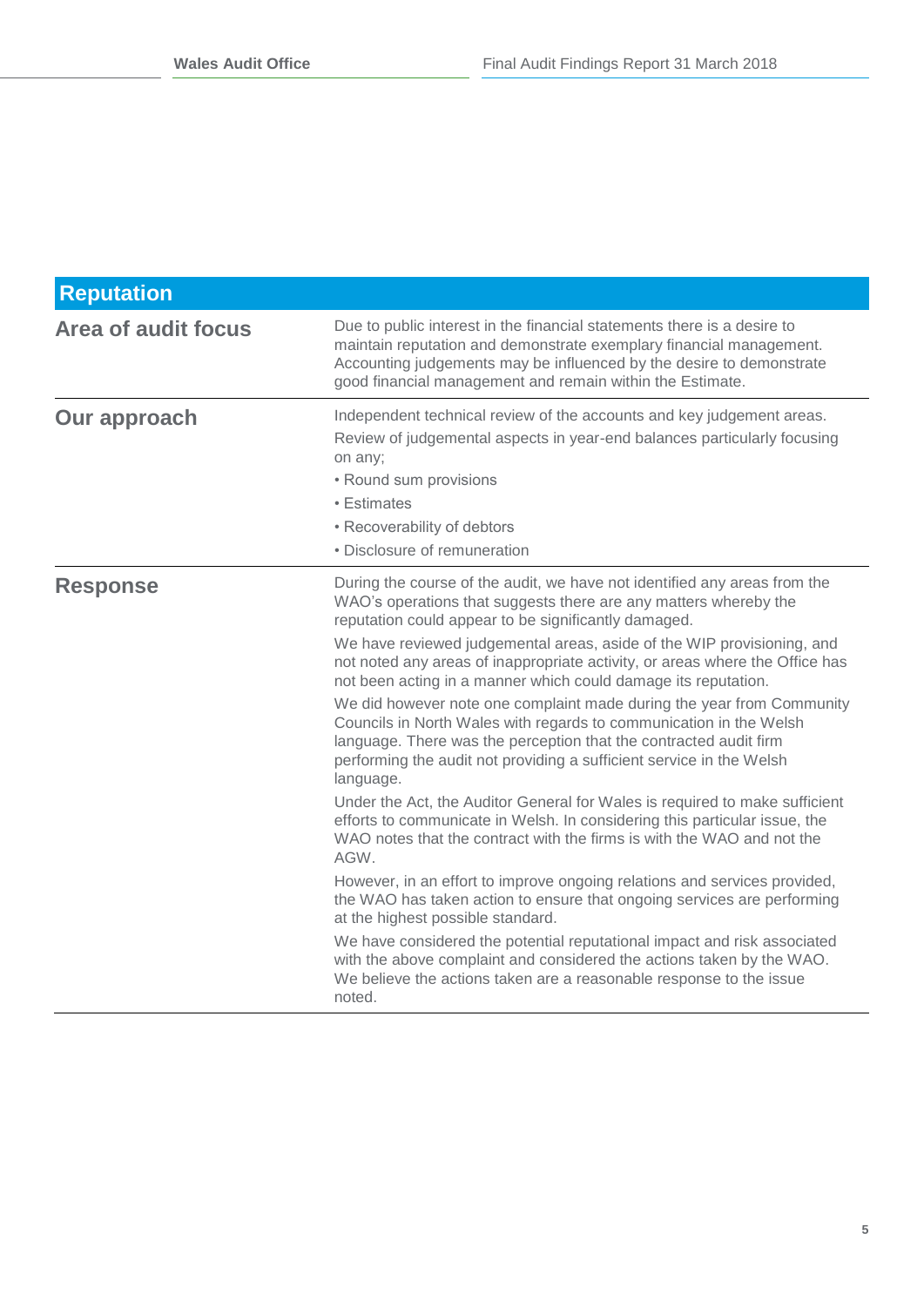## Reputation

| | |
|---|---|
| **Area of audit focus** | Due to public interest in the financial statements there is a desire to maintain reputation and demonstrate exemplary financial management. Accounting judgements may be influenced by the desire to demonstrate good financial management and remain within the Estimate. |
| **Our approach** | Independent technical review of the accounts and key judgement areas.<br>Review of judgemental aspects in year-end balances particularly focusing on any;<br>• Round sum provisions<br>• Estimates<br>• Recoverability of debtors<br>• Disclosure of remuneration |
| **Response** | During the course of the audit, we have not identified any areas from the WAO's operations that suggests there are any matters whereby the reputation could appear to be significantly damaged.<br>We have reviewed judgemental areas, aside of the WIP provisioning, and not noted any areas of inappropriate activity, or areas where the Office has not been acting in a manner which could damage its reputation.<br>We did however note one complaint made during the year from Community Councils in North Wales with regards to communication in the Welsh language. There was the perception that the contracted audit firm performing the audit not providing a sufficient service in the Welsh language.<br>Under the Act, the Auditor General for Wales is required to make sufficient efforts to communicate in Welsh. In considering this particular issue, the WAO notes that the contract with the firms is with the WAO and not the AGW.<br>However, in an effort to improve ongoing relations and services provided, the WAO has taken action to ensure that ongoing services are performing at the highest possible standard.<br>We have considered the potential reputational impact and risk associated with the above complaint and considered the actions taken by the WAO. We believe the actions taken are a reasonable response to the issue noted. |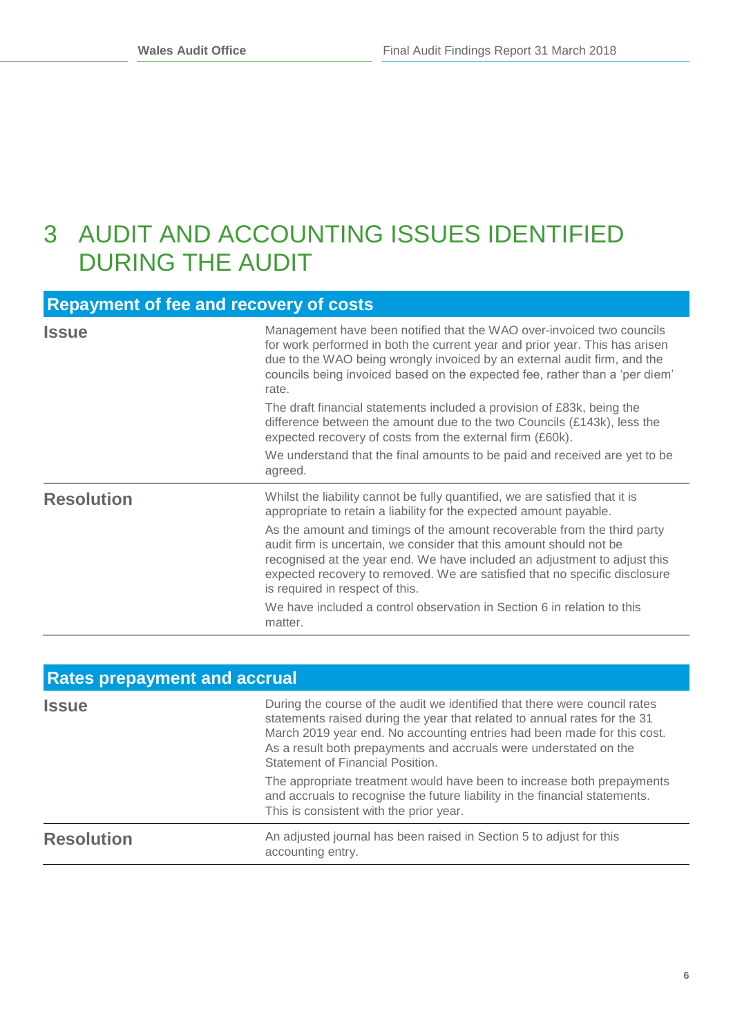# 3 AUDIT AND ACCOUNTING ISSUES IDENTIFIED DURING THE AUDIT

| Repayment of fee and recovery of costs | |
|---|---|
| **Issue** | Management have been notified that the WAO over-invoiced two councils for work performed in both the current year and prior year. This has arisen due to the WAO being wrongly invoiced by an external audit firm, and the councils being invoiced based on the expected fee, rather than a 'per diem' rate.<br><br>The draft financial statements included a provision of £83k, being the difference between the amount due to the two Councils (£143k), less the expected recovery of costs from the external firm (£60k).<br><br>We understand that the final amounts to be paid and received are yet to be agreed. |
| **Resolution** | Whilst the liability cannot be fully quantified, we are satisfied that it is appropriate to retain a liability for the expected amount payable.<br><br>As the amount and timings of the amount recoverable from the third party audit firm is uncertain, we consider that this amount should not be recognised at the year end. We have included an adjustment to adjust this expected recovery to removed. We are satisfied that no specific disclosure is required in respect of this.<br><br>We have included a control observation in Section 6 in relation to this matter. |

| Rates prepayment and accrual | |
|---|---|
| **Issue** | During the course of the audit we identified that there were council rates statements raised during the year that related to annual rates for the 31 March 2019 year end. No accounting entries had been made for this cost. As a result both prepayments and accruals were understated on the Statement of Financial Position.<br><br>The appropriate treatment would have been to increase both prepayments and accruals to recognise the future liability in the financial statements. This is consistent with the prior year. |
| **Resolution** | An adjusted journal has been raised in Section 5 to adjust for this accounting entry. |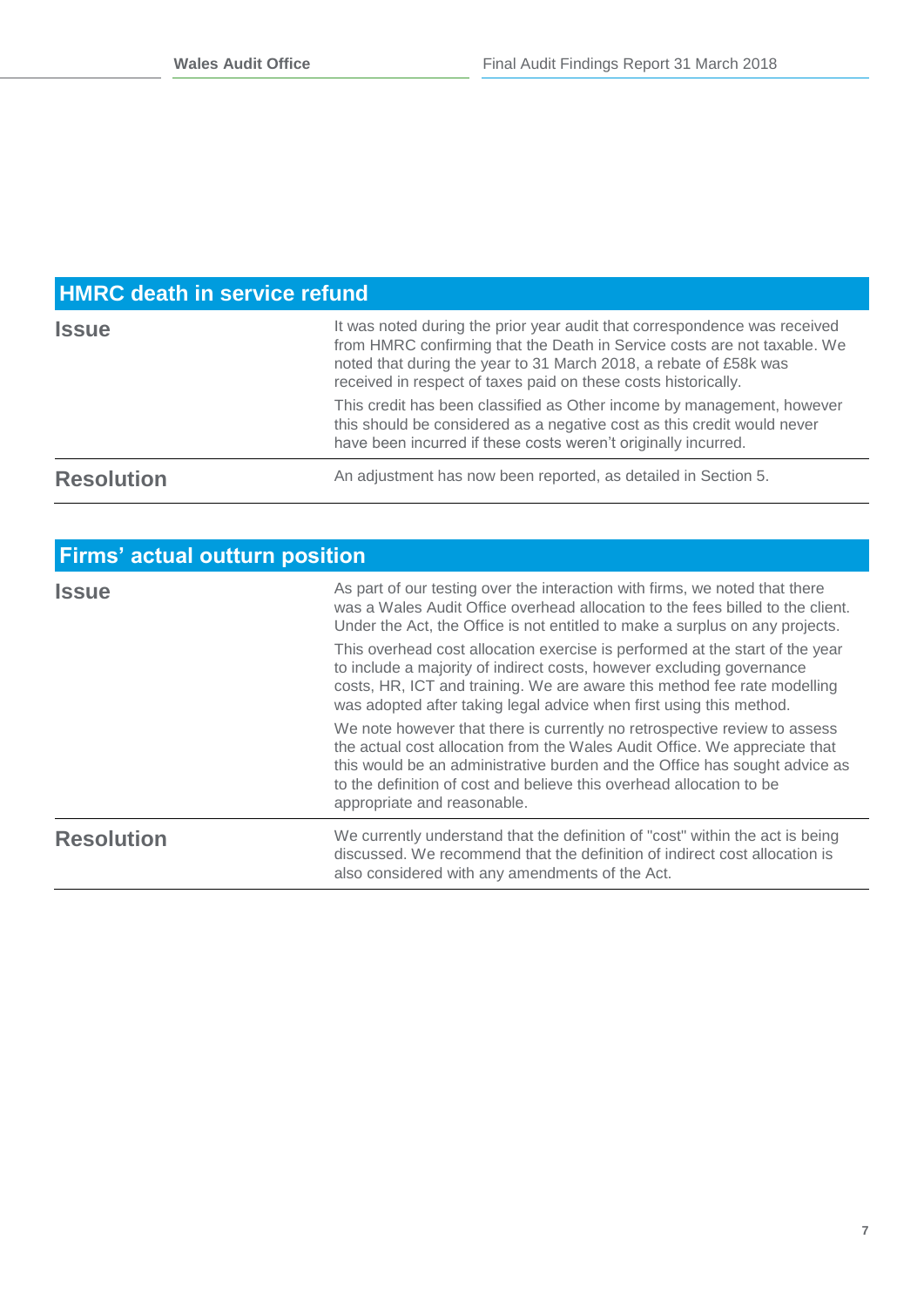## HMRC death in service refund

| | |
|---|---|
| **Issue** | It was noted during the prior year audit that correspondence was received from HMRC confirming that the Death in Service costs are not taxable. We noted that during the year to 31 March 2018, a rebate of £58k was received in respect of taxes paid on these costs historically.<br><br>This credit has been classified as Other income by management, however this should be considered as a negative cost as this credit would never have been incurred if these costs weren't originally incurred. |
| **Resolution** | An adjustment has now been reported, as detailed in Section 5. |

## Firms' actual outturn position

| | |
|---|---|
| **Issue** | As part of our testing over the interaction with firms, we noted that there was a Wales Audit Office overhead allocation to the fees billed to the client. Under the Act, the Office is not entitled to make a surplus on any projects.<br><br>This overhead cost allocation exercise is performed at the start of the year to include a majority of indirect costs, however excluding governance costs, HR, ICT and training. We are aware this method fee rate modelling was adopted after taking legal advice when first using this method.<br><br>We note however that there is currently no retrospective review to assess the actual cost allocation from the Wales Audit Office. We appreciate that this would be an administrative burden and the Office has sought advice as to the definition of cost and believe this overhead allocation to be appropriate and reasonable. |
| **Resolution** | We currently understand that the definition of "cost" within the act is being discussed. We recommend that the definition of indirect cost allocation is also considered with any amendments of the Act. |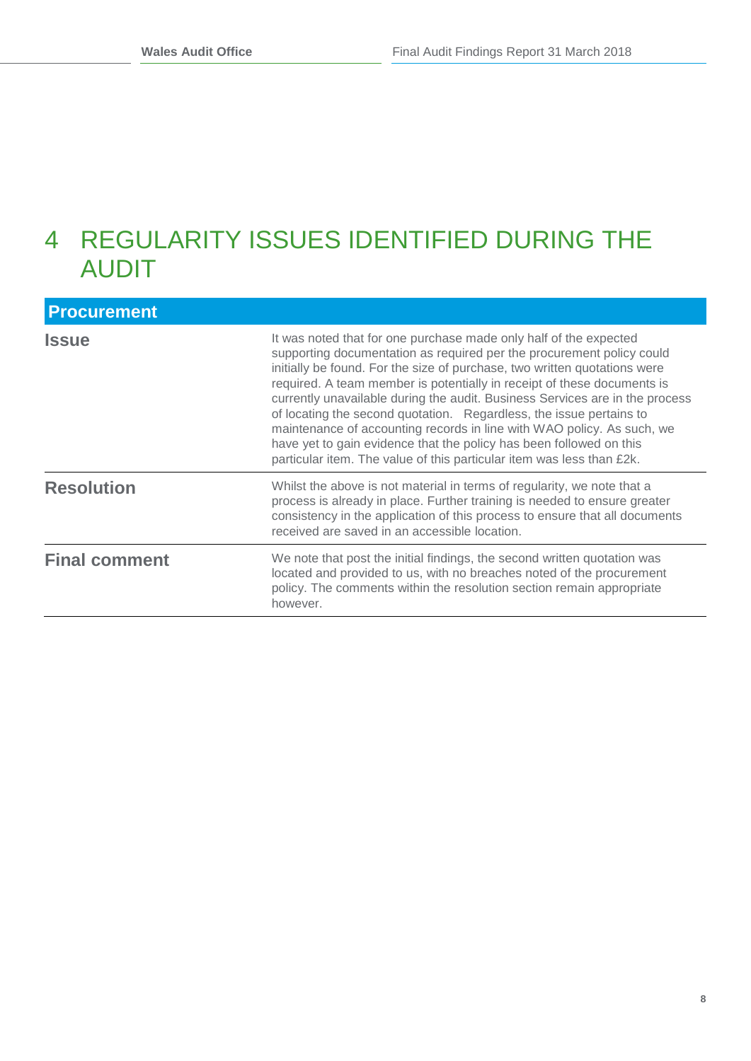# 4 REGULARITY ISSUES IDENTIFIED DURING THE AUDIT

| Procurement | |
|---|---|
| **Issue** | It was noted that for one purchase made only half of the expected supporting documentation as required per the procurement policy could initially be found. For the size of purchase, two written quotations were required. A team member is potentially in receipt of these documents is currently unavailable during the audit. Business Services are in the process of locating the second quotation. Regardless, the issue pertains to maintenance of accounting records in line with WAO policy. As such, we have yet to gain evidence that the policy has been followed on this particular item. The value of this particular item was less than £2k. |
| **Resolution** | Whilst the above is not material in terms of regularity, we note that a process is already in place. Further training is needed to ensure greater consistency in the application of this process to ensure that all documents received are saved in an accessible location. |
| **Final comment** | We note that post the initial findings, the second written quotation was located and provided to us, with no breaches noted of the procurement policy. The comments within the resolution section remain appropriate however. |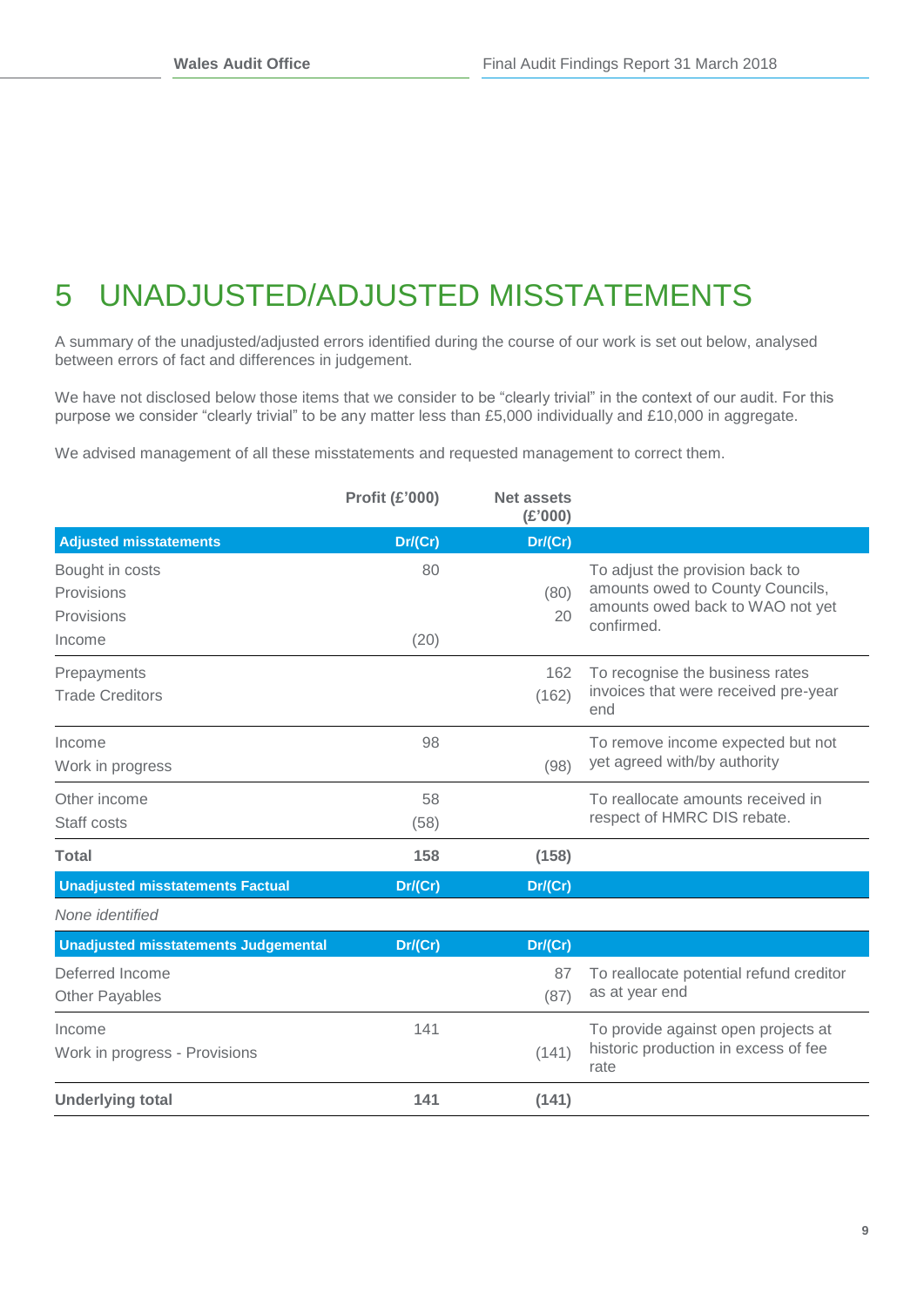# 5 UNADJUSTED/ADJUSTED MISSTATEMENTS

A summary of the unadjusted/adjusted errors identified during the course of our work is set out below, analysed between errors of fact and differences in judgement.

We have not disclosed below those items that we consider to be "clearly trivial" in the context of our audit. For this purpose we consider "clearly trivial" to be any matter less than £5,000 individually and £10,000 in aggregate.

We advised management of all these misstatements and requested management to correct them.

| | Profit (£'000) | Net assets (£'000) | |
|---|---|---|---|
| **Adjusted misstatements** | **Dr/(Cr)** | **Dr/(Cr)** | |
| Bought in costs | 80 | | To adjust the provision back to amounts owed to County Councils, amounts owed back to WAO not yet confirmed. |
| Provisions | | (80) | |
| Provisions | | 20 | |
| Income | (20) | | |
| Prepayments | | 162 | To recognise the business rates invoices that were received pre-year end |
| Trade Creditors | | (162) | |
| Income | 98 | | To remove income expected but not yet agreed with/by authority |
| Work in progress | | (98) | |
| Other income | 58 | | To reallocate amounts received in respect of HMRC DIS rebate. |
| Staff costs | (58) | | |
| **Total** | **158** | **(158)** | |
| **Unadjusted misstatements Factual** | **Dr/(Cr)** | **Dr/(Cr)** | |
| *None identified* | | | |
| **Unadjusted misstatements Judgemental** | **Dr/(Cr)** | **Dr/(Cr)** | |
| Deferred Income | | 87 | To reallocate potential refund creditor as at year end |
| Other Payables | | (87) | |
| Income | 141 | | To provide against open projects at historic production in excess of fee rate |
| Work in progress - Provisions | | (141) | |
| **Underlying total** | **141** | **(141)** | |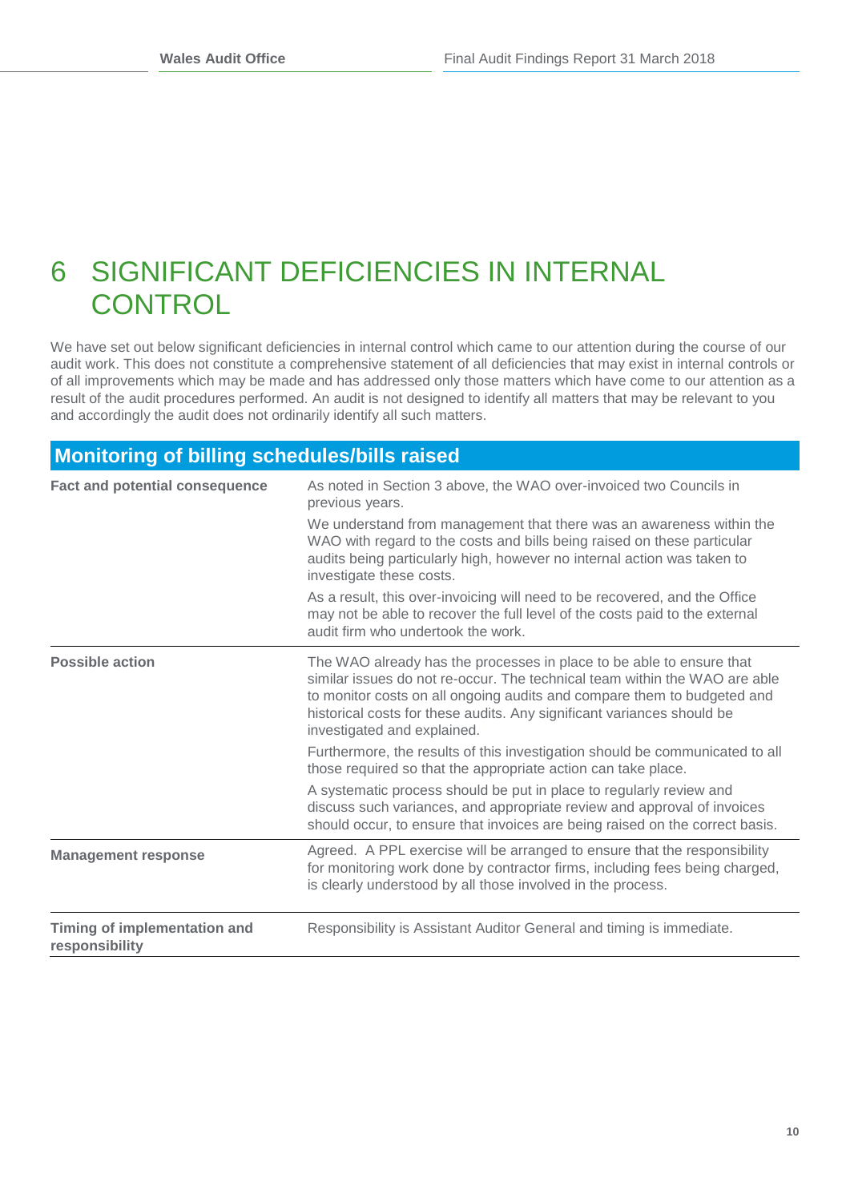# 6 SIGNIFICANT DEFICIENCIES IN INTERNAL CONTROL

We have set out below significant deficiencies in internal control which came to our attention during the course of our audit work. This does not constitute a comprehensive statement of all deficiencies that may exist in internal controls or of all improvements which may be made and has addressed only those matters which have come to our attention as a result of the audit procedures performed. An audit is not designed to identify all matters that may be relevant to you and accordingly the audit does not ordinarily identify all such matters.

| Monitoring of billing schedules/bills raised | |
|---|---|
| **Fact and potential consequence** | As noted in Section 3 above, the WAO over-invoiced two Councils in previous years.<br><br>We understand from management that there was an awareness within the WAO with regard to the costs and bills being raised on these particular audits being particularly high, however no internal action was taken to investigate these costs.<br><br>As a result, this over-invoicing will need to be recovered, and the Office may not be able to recover the full level of the costs paid to the external audit firm who undertook the work. |
| **Possible action** | The WAO already has the processes in place to be able to ensure that similar issues do not re-occur. The technical team within the WAO are able to monitor costs on all ongoing audits and compare them to budgeted and historical costs for these audits. Any significant variances should be investigated and explained.<br><br>Furthermore, the results of this investigation should be communicated to all those required so that the appropriate action can take place.<br><br>A systematic process should be put in place to regularly review and discuss such variances, and appropriate review and approval of invoices should occur, to ensure that invoices are being raised on the correct basis. |
| **Management response** | Agreed. A PPL exercise will be arranged to ensure that the responsibility for monitoring work done by contractor firms, including fees being charged, is clearly understood by all those involved in the process. |
| **Timing of implementation and responsibility** | Responsibility is Assistant Auditor General and timing is immediate. |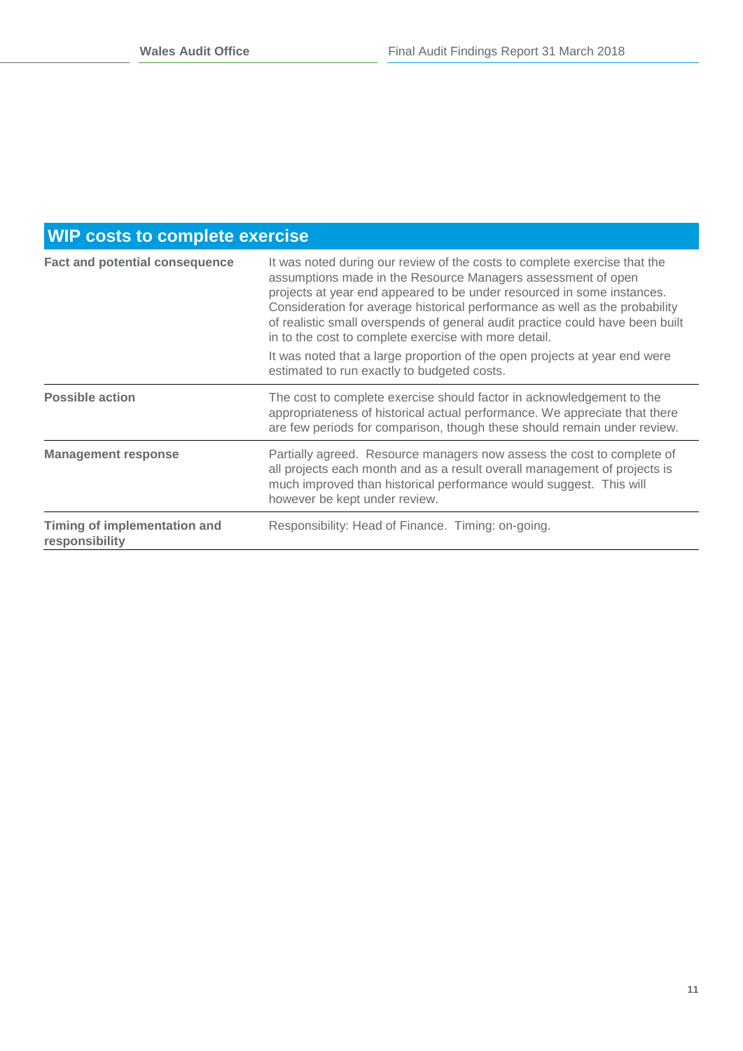## WIP costs to complete exercise

| | |
|---|---|
| **Fact and potential consequence** | It was noted during our review of the costs to complete exercise that the assumptions made in the Resource Managers assessment of open projects at year end appeared to be under resourced in some instances. Consideration for average historical performance as well as the probability of realistic small overspends of general audit practice could have been built in to the cost to complete exercise with more detail.<br><br>It was noted that a large proportion of the open projects at year end were estimated to run exactly to budgeted costs. |
| **Possible action** | The cost to complete exercise should factor in acknowledgement to the appropriateness of historical actual performance. We appreciate that there are few periods for comparison, though these should remain under review. |
| **Management response** | Partially agreed. Resource managers now assess the cost to complete of all projects each month and as a result overall management of projects is much improved than historical performance would suggest. This will however be kept under review. |
| **Timing of implementation and responsibility** | Responsibility: Head of Finance. Timing: on-going. |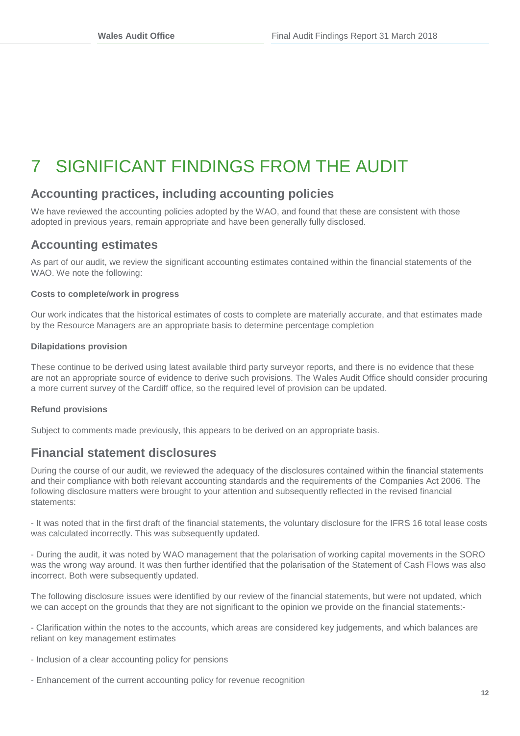# 7 SIGNIFICANT FINDINGS FROM THE AUDIT

## Accounting practices, including accounting policies

We have reviewed the accounting policies adopted by the WAO, and found that these are consistent with those adopted in previous years, remain appropriate and have been generally fully disclosed.

## Accounting estimates

As part of our audit, we review the significant accounting estimates contained within the financial statements of the WAO. We note the following:

**Costs to complete/work in progress**

Our work indicates that the historical estimates of costs to complete are materially accurate, and that estimates made by the Resource Managers are an appropriate basis to determine percentage completion

**Dilapidations provision**

These continue to be derived using latest available third party surveyor reports, and there is no evidence that these are not an appropriate source of evidence to derive such provisions. The Wales Audit Office should consider procuring a more current survey of the Cardiff office, so the required level of provision can be updated.

**Refund provisions**

Subject to comments made previously, this appears to be derived on an appropriate basis.

## Financial statement disclosures

During the course of our audit, we reviewed the adequacy of the disclosures contained within the financial statements and their compliance with both relevant accounting standards and the requirements of the Companies Act 2006. The following disclosure matters were brought to your attention and subsequently reflected in the revised financial statements:

- It was noted that in the first draft of the financial statements, the voluntary disclosure for the IFRS 16 total lease costs was calculated incorrectly. This was subsequently updated.

- During the audit, it was noted by WAO management that the polarisation of working capital movements in the SORO was the wrong way around. It was then further identified that the polarisation of the Statement of Cash Flows was also incorrect. Both were subsequently updated.

The following disclosure issues were identified by our review of the financial statements, but were not updated, which we can accept on the grounds that they are not significant to the opinion we provide on the financial statements:-

- Clarification within the notes to the accounts, which areas are considered key judgements, and which balances are reliant on key management estimates

- Inclusion of a clear accounting policy for pensions

- Enhancement of the current accounting policy for revenue recognition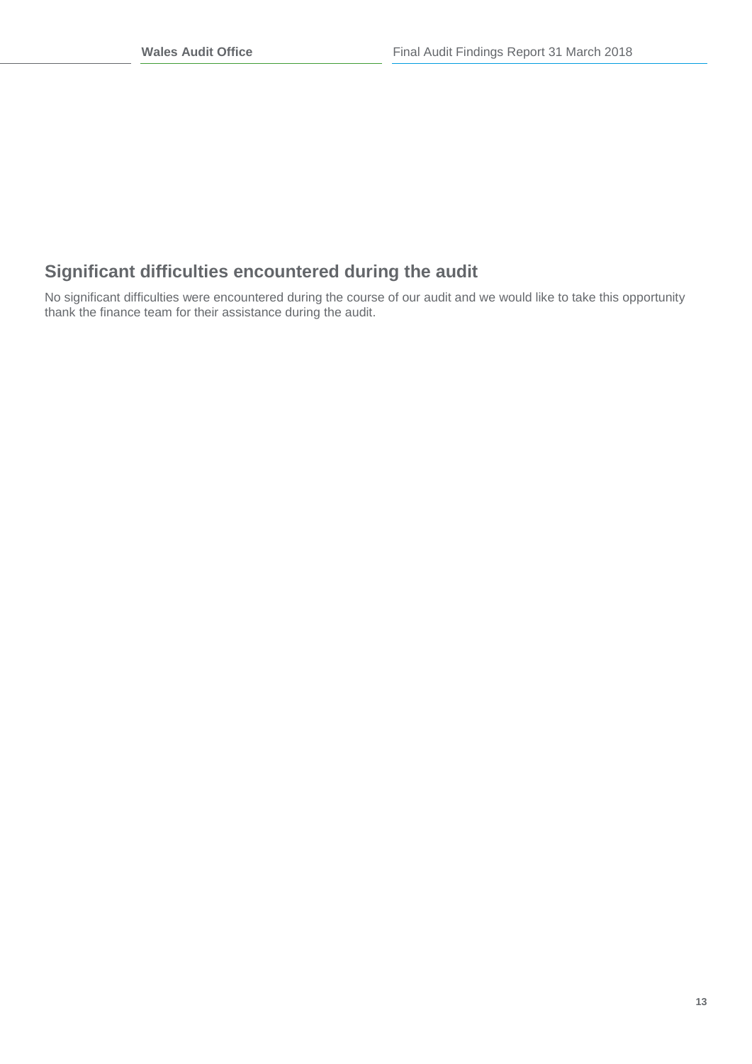## Significant difficulties encountered during the audit

No significant difficulties were encountered during the course of our audit and we would like to take this opportunity thank the finance team for their assistance during the audit.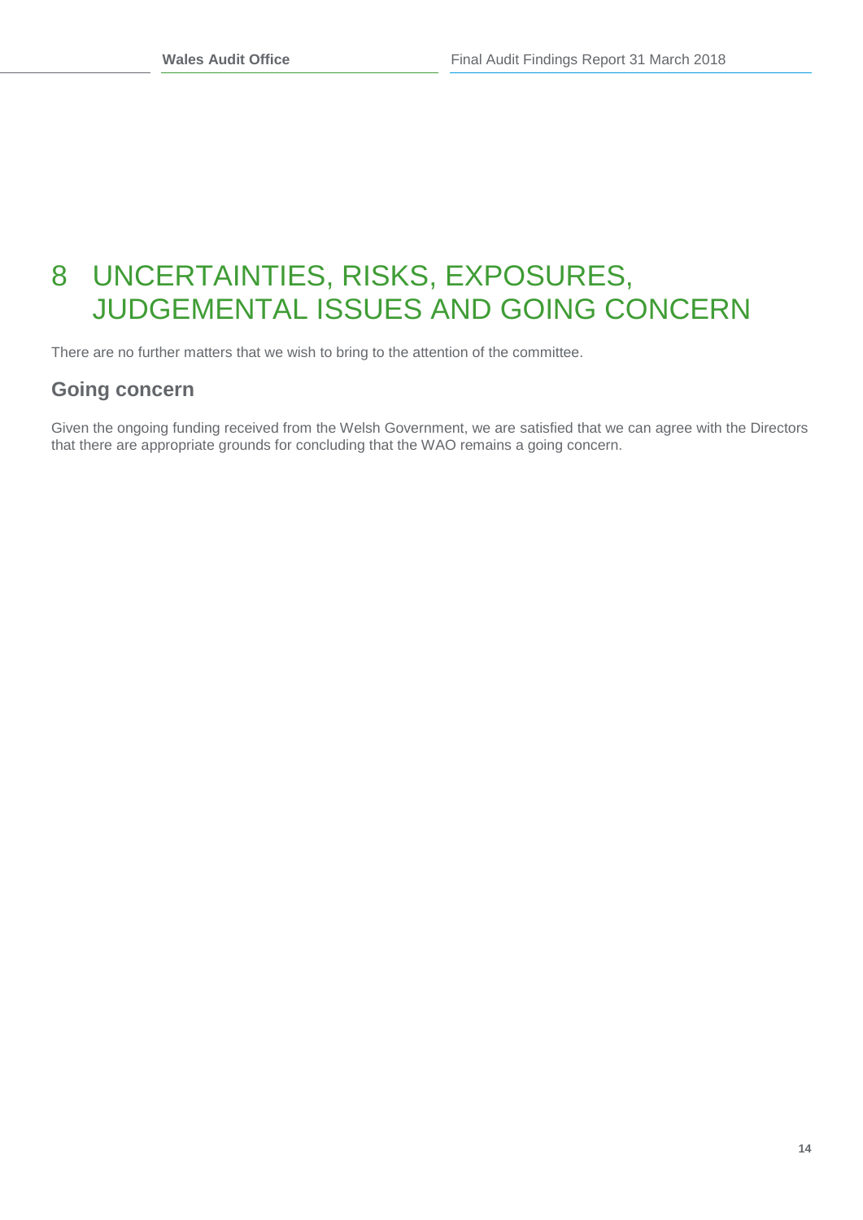# 8 UNCERTAINTIES, RISKS, EXPOSURES, JUDGEMENTAL ISSUES AND GOING CONCERN

There are no further matters that we wish to bring to the attention of the committee.

## Going concern

Given the ongoing funding received from the Welsh Government, we are satisfied that we can agree with the Directors that there are appropriate grounds for concluding that the WAO remains a going concern.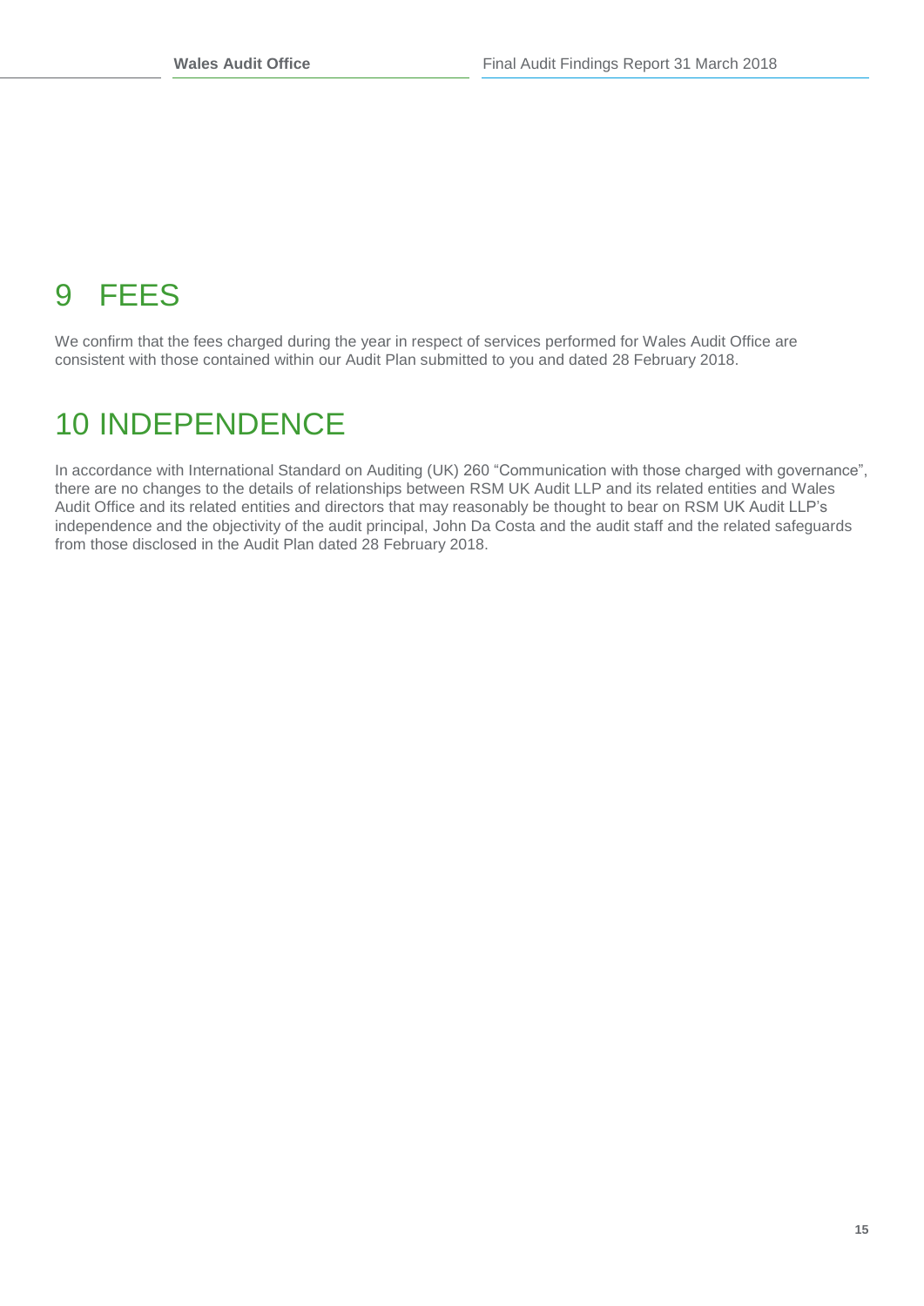# 9 FEES

We confirm that the fees charged during the year in respect of services performed for Wales Audit Office are consistent with those contained within our Audit Plan submitted to you and dated 28 February 2018.

# 10 INDEPENDENCE

In accordance with International Standard on Auditing (UK) 260 "Communication with those charged with governance", there are no changes to the details of relationships between RSM UK Audit LLP and its related entities and Wales Audit Office and its related entities and directors that may reasonably be thought to bear on RSM UK Audit LLP's independence and the objectivity of the audit principal, John Da Costa and the audit staff and the related safeguards from those disclosed in the Audit Plan dated 28 February 2018.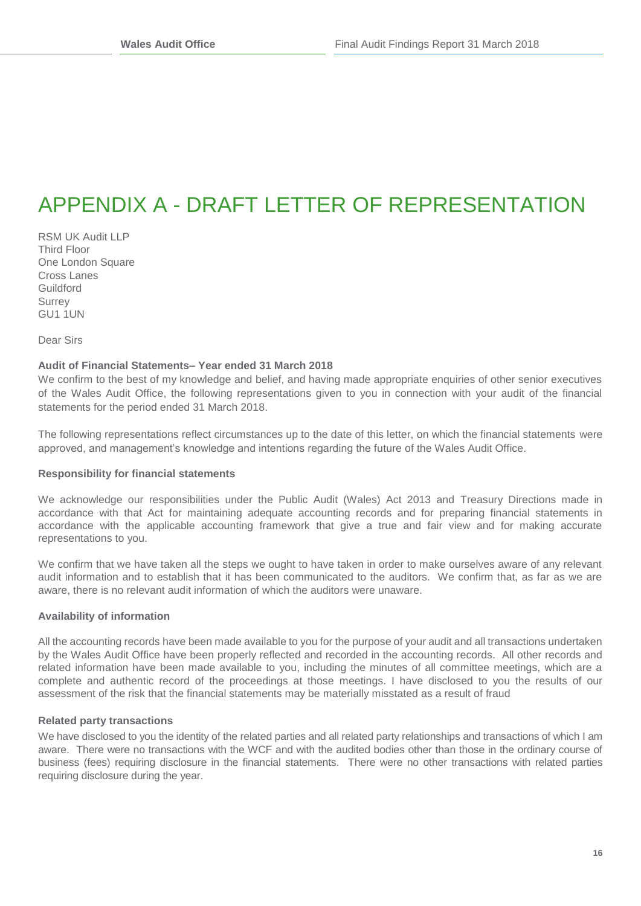# APPENDIX A - DRAFT LETTER OF REPRESENTATION

RSM UK Audit LLP
Third Floor
One London Square
Cross Lanes
Guildford
Surrey
GU1 1UN

Dear Sirs

**Audit of Financial Statements– Year ended 31 March 2018**

We confirm to the best of my knowledge and belief, and having made appropriate enquiries of other senior executives of the Wales Audit Office, the following representations given to you in connection with your audit of the financial statements for the period ended 31 March 2018.

The following representations reflect circumstances up to the date of this letter, on which the financial statements were approved, and management's knowledge and intentions regarding the future of the Wales Audit Office.

**Responsibility for financial statements**

We acknowledge our responsibilities under the Public Audit (Wales) Act 2013 and Treasury Directions made in accordance with that Act for maintaining adequate accounting records and for preparing financial statements in accordance with the applicable accounting framework that give a true and fair view and for making accurate representations to you.

We confirm that we have taken all the steps we ought to have taken in order to make ourselves aware of any relevant audit information and to establish that it has been communicated to the auditors. We confirm that, as far as we are aware, there is no relevant audit information of which the auditors were unaware.

**Availability of information**

All the accounting records have been made available to you for the purpose of your audit and all transactions undertaken by the Wales Audit Office have been properly reflected and recorded in the accounting records. All other records and related information have been made available to you, including the minutes of all committee meetings, which are a complete and authentic record of the proceedings at those meetings. I have disclosed to you the results of our assessment of the risk that the financial statements may be materially misstated as a result of fraud

**Related party transactions**

We have disclosed to you the identity of the related parties and all related party relationships and transactions of which I am aware. There were no transactions with the WCF and with the audited bodies other than those in the ordinary course of business (fees) requiring disclosure in the financial statements. There were no other transactions with related parties requiring disclosure during the year.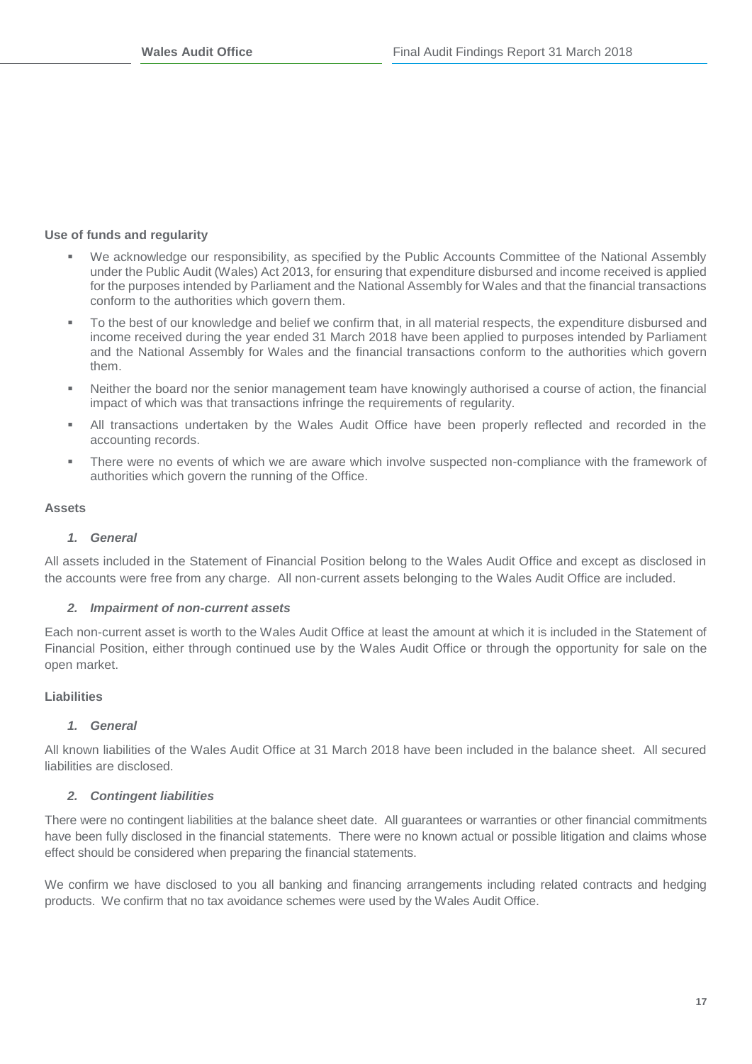**Use of funds and regularity**

- We acknowledge our responsibility, as specified by the Public Accounts Committee of the National Assembly under the Public Audit (Wales) Act 2013, for ensuring that expenditure disbursed and income received is applied for the purposes intended by Parliament and the National Assembly for Wales and that the financial transactions conform to the authorities which govern them.
- To the best of our knowledge and belief we confirm that, in all material respects, the expenditure disbursed and income received during the year ended 31 March 2018 have been applied to purposes intended by Parliament and the National Assembly for Wales and the financial transactions conform to the authorities which govern them.
- Neither the board nor the senior management team have knowingly authorised a course of action, the financial impact of which was that transactions infringe the requirements of regularity.
- All transactions undertaken by the Wales Audit Office have been properly reflected and recorded in the accounting records.
- There were no events of which we are aware which involve suspected non-compliance with the framework of authorities which govern the running of the Office.

**Assets**

***1. General***

All assets included in the Statement of Financial Position belong to the Wales Audit Office and except as disclosed in the accounts were free from any charge. All non-current assets belonging to the Wales Audit Office are included.

***2. Impairment of non-current assets***

Each non-current asset is worth to the Wales Audit Office at least the amount at which it is included in the Statement of Financial Position, either through continued use by the Wales Audit Office or through the opportunity for sale on the open market.

**Liabilities**

***1. General***

All known liabilities of the Wales Audit Office at 31 March 2018 have been included in the balance sheet. All secured liabilities are disclosed.

***2. Contingent liabilities***

There were no contingent liabilities at the balance sheet date. All guarantees or warranties or other financial commitments have been fully disclosed in the financial statements. There were no known actual or possible litigation and claims whose effect should be considered when preparing the financial statements.

We confirm we have disclosed to you all banking and financing arrangements including related contracts and hedging products. We confirm that no tax avoidance schemes were used by the Wales Audit Office.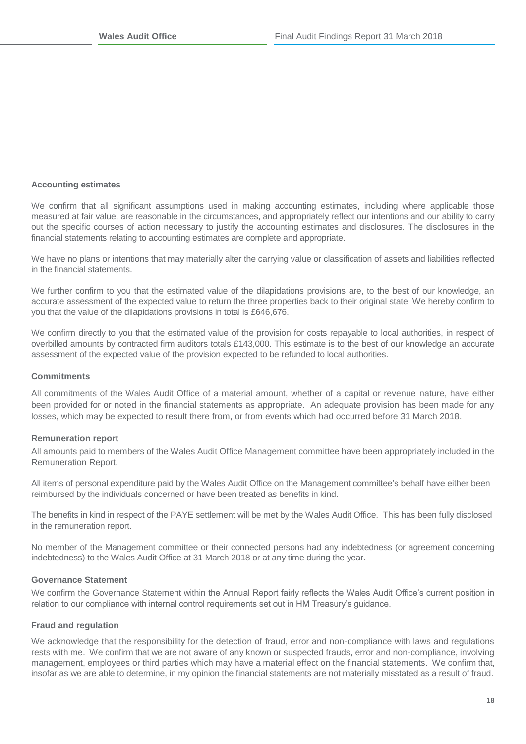**Accounting estimates**

We confirm that all significant assumptions used in making accounting estimates, including where applicable those measured at fair value, are reasonable in the circumstances, and appropriately reflect our intentions and our ability to carry out the specific courses of action necessary to justify the accounting estimates and disclosures. The disclosures in the financial statements relating to accounting estimates are complete and appropriate.

We have no plans or intentions that may materially alter the carrying value or classification of assets and liabilities reflected in the financial statements.

We further confirm to you that the estimated value of the dilapidations provisions are, to the best of our knowledge, an accurate assessment of the expected value to return the three properties back to their original state. We hereby confirm to you that the value of the dilapidations provisions in total is £646,676.

We confirm directly to you that the estimated value of the provision for costs repayable to local authorities, in respect of overbilled amounts by contracted firm auditors totals £143,000. This estimate is to the best of our knowledge an accurate assessment of the expected value of the provision expected to be refunded to local authorities.

**Commitments**

All commitments of the Wales Audit Office of a material amount, whether of a capital or revenue nature, have either been provided for or noted in the financial statements as appropriate. An adequate provision has been made for any losses, which may be expected to result there from, or from events which had occurred before 31 March 2018.

**Remuneration report**

All amounts paid to members of the Wales Audit Office Management committee have been appropriately included in the Remuneration Report.

All items of personal expenditure paid by the Wales Audit Office on the Management committee's behalf have either been reimbursed by the individuals concerned or have been treated as benefits in kind.

The benefits in kind in respect of the PAYE settlement will be met by the Wales Audit Office. This has been fully disclosed in the remuneration report.

No member of the Management committee or their connected persons had any indebtedness (or agreement concerning indebtedness) to the Wales Audit Office at 31 March 2018 or at any time during the year.

**Governance Statement**

We confirm the Governance Statement within the Annual Report fairly reflects the Wales Audit Office's current position in relation to our compliance with internal control requirements set out in HM Treasury's guidance.

**Fraud and regulation**

We acknowledge that the responsibility for the detection of fraud, error and non-compliance with laws and regulations rests with me. We confirm that we are not aware of any known or suspected frauds, error and non-compliance, involving management, employees or third parties which may have a material effect on the financial statements. We confirm that, insofar as we are able to determine, in my opinion the financial statements are not materially misstated as a result of fraud.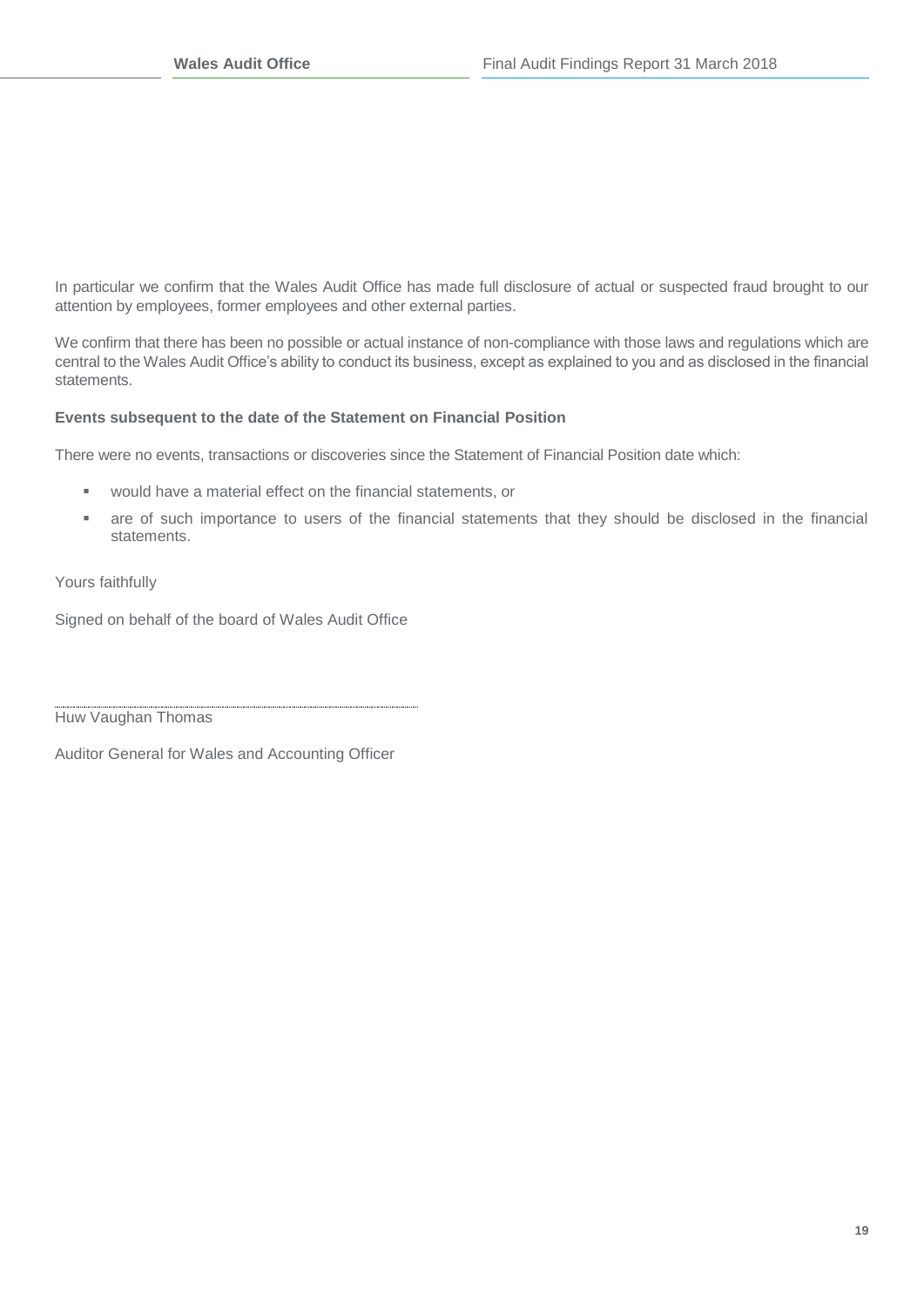In particular we confirm that the Wales Audit Office has made full disclosure of actual or suspected fraud brought to our attention by employees, former employees and other external parties.

We confirm that there has been no possible or actual instance of non-compliance with those laws and regulations which are central to the Wales Audit Office's ability to conduct its business, except as explained to you and as disclosed in the financial statements.

**Events subsequent to the date of the Statement on Financial Position**

There were no events, transactions or discoveries since the Statement of Financial Position date which:

- would have a material effect on the financial statements, or
- are of such importance to users of the financial statements that they should be disclosed in the financial statements.

Yours faithfully

Signed on behalf of the board of Wales Audit Office

............................................................

Huw Vaughan Thomas

Auditor General for Wales and Accounting Officer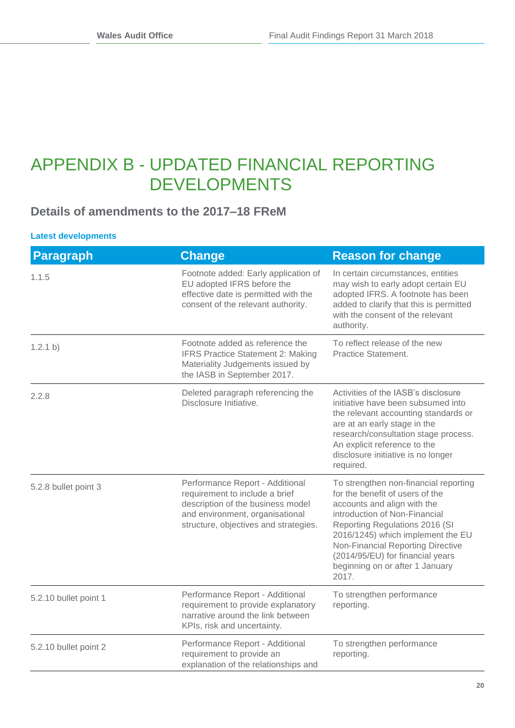# APPENDIX B - UPDATED FINANCIAL REPORTING DEVELOPMENTS

## Details of amendments to the 2017–18 FReM

### Latest developments

| Paragraph | Change | Reason for change |
|---|---|---|
| 1.1.5 | Footnote added: Early application of EU adopted IFRS before the effective date is permitted with the consent of the relevant authority. | In certain circumstances, entities may wish to early adopt certain EU adopted IFRS. A footnote has been added to clarify that this is permitted with the consent of the relevant authority. |
| 1.2.1 b) | Footnote added as reference the IFRS Practice Statement 2: Making Materiality Judgements issued by the IASB in September 2017. | To reflect release of the new Practice Statement. |
| 2.2.8 | Deleted paragraph referencing the Disclosure Initiative. | Activities of the IASB's disclosure initiative have been subsumed into the relevant accounting standards or are at an early stage in the research/consultation stage process. An explicit reference to the disclosure initiative is no longer required. |
| 5.2.8 bullet point 3 | Performance Report - Additional requirement to include a brief description of the business model and environment, organisational structure, objectives and strategies. | To strengthen non-financial reporting for the benefit of users of the accounts and align with the introduction of Non-Financial Reporting Regulations 2016 (SI 2016/1245) which implement the EU Non-Financial Reporting Directive (2014/95/EU) for financial years beginning on or after 1 January 2017. |
| 5.2.10 bullet point 1 | Performance Report - Additional requirement to provide explanatory narrative around the link between KPIs, risk and uncertainty. | To strengthen performance reporting. |
| 5.2.10 bullet point 2 | Performance Report - Additional requirement to provide an explanation of the relationships and | To strengthen performance reporting. |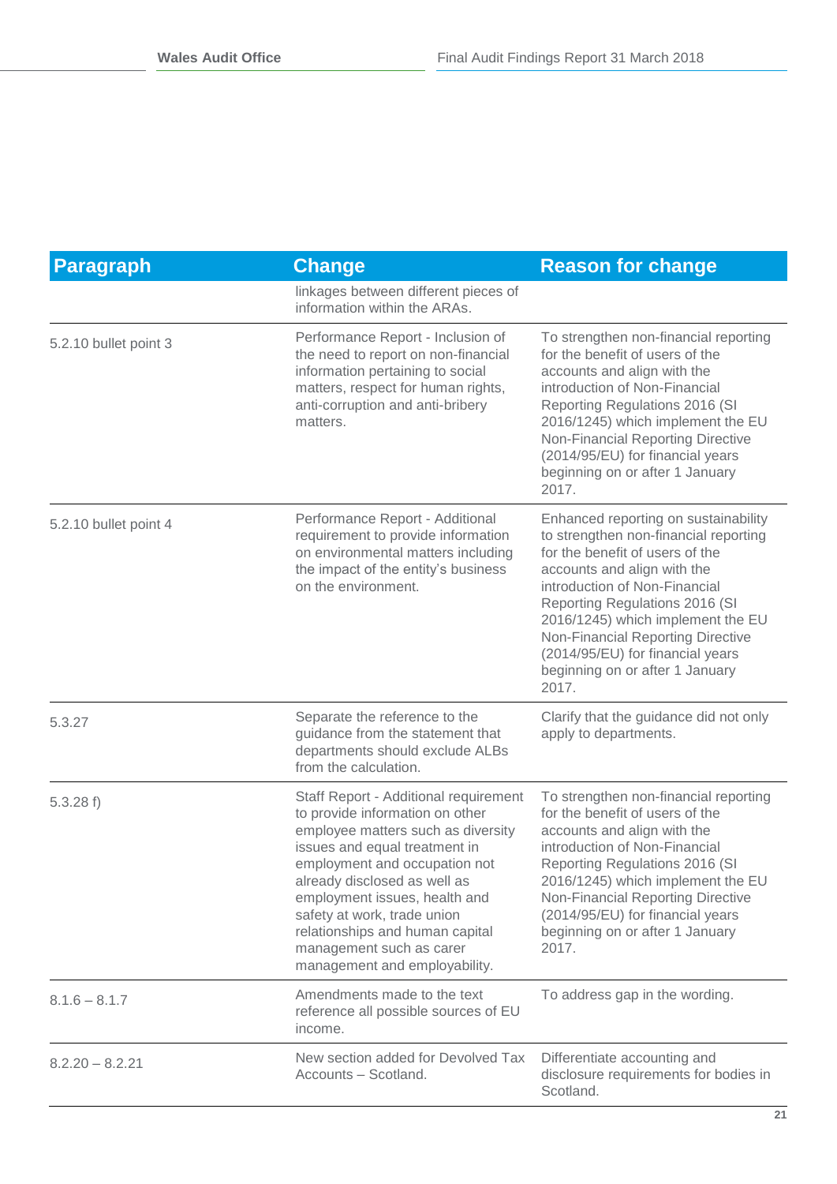| Paragraph | Change | Reason for change |
| --- | --- | --- |
| | linkages between different pieces of information within the ARAs. | |
| 5.2.10 bullet point 3 | Performance Report - Inclusion of the need to report on non-financial information pertaining to social matters, respect for human rights, anti-corruption and anti-bribery matters. | To strengthen non-financial reporting for the benefit of users of the accounts and align with the introduction of Non-Financial Reporting Regulations 2016 (SI 2016/1245) which implement the EU Non-Financial Reporting Directive (2014/95/EU) for financial years beginning on or after 1 January 2017. |
| 5.2.10 bullet point 4 | Performance Report - Additional requirement to provide information on environmental matters including the impact of the entity's business on the environment. | Enhanced reporting on sustainability to strengthen non-financial reporting for the benefit of users of the accounts and align with the introduction of Non-Financial Reporting Regulations 2016 (SI 2016/1245) which implement the EU Non-Financial Reporting Directive (2014/95/EU) for financial years beginning on or after 1 January 2017. |
| 5.3.27 | Separate the reference to the guidance from the statement that departments should exclude ALBs from the calculation. | Clarify that the guidance did not only apply to departments. |
| 5.3.28 f) | Staff Report - Additional requirement to provide information on other employee matters such as diversity issues and equal treatment in employment and occupation not already disclosed as well as employment issues, health and safety at work, trade union relationships and human capital management such as carer management and employability. | To strengthen non-financial reporting for the benefit of users of the accounts and align with the introduction of Non-Financial Reporting Regulations 2016 (SI 2016/1245) which implement the EU Non-Financial Reporting Directive (2014/95/EU) for financial years beginning on or after 1 January 2017. |
| 8.1.6 – 8.1.7 | Amendments made to the text reference all possible sources of EU income. | To address gap in the wording. |
| 8.2.20 – 8.2.21 | New section added for Devolved Tax Accounts – Scotland. | Differentiate accounting and disclosure requirements for bodies in Scotland. |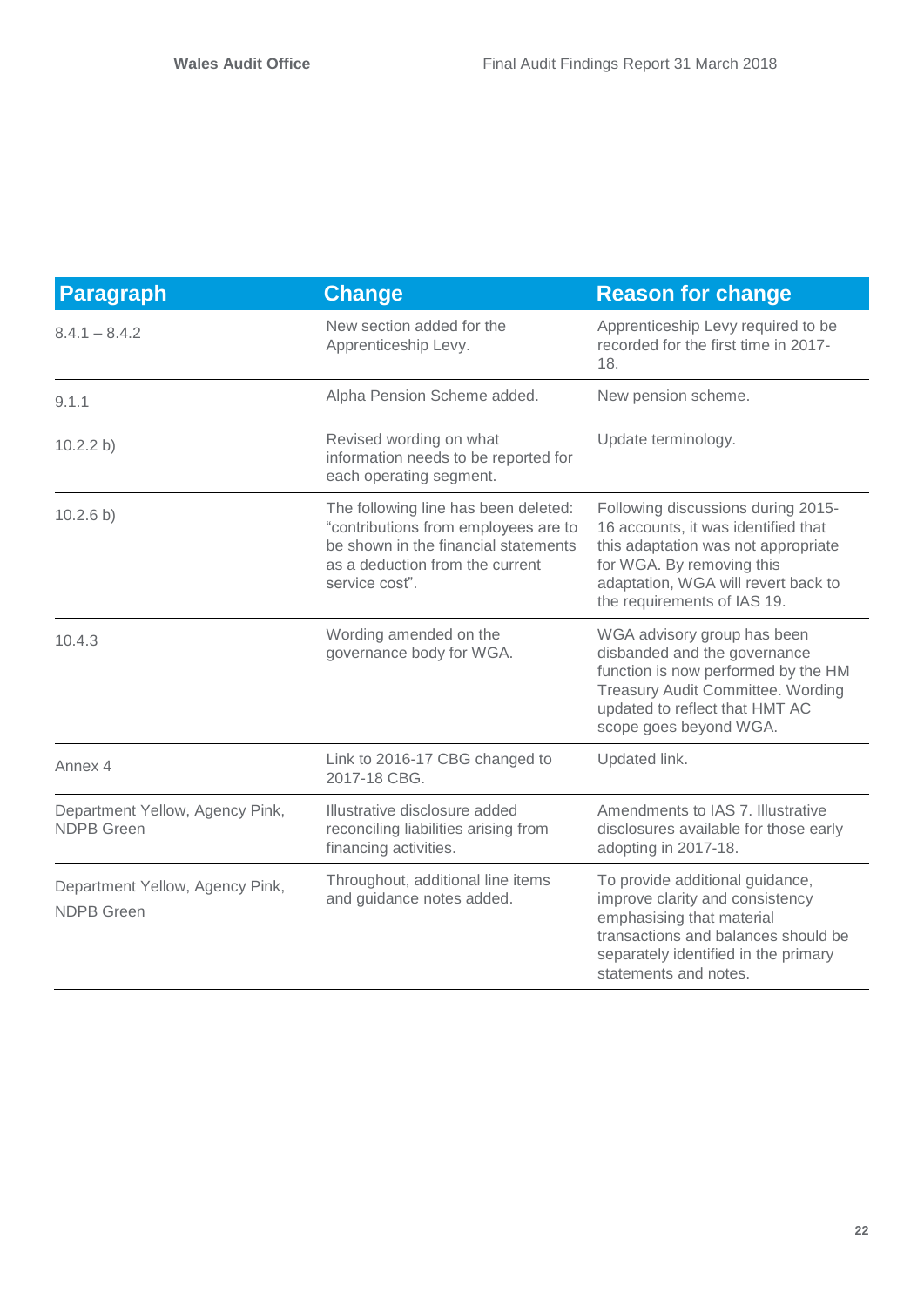| Paragraph | Change | Reason for change |
|---|---|---|
| 8.4.1 – 8.4.2 | New section added for the Apprenticeship Levy. | Apprenticeship Levy required to be recorded for the first time in 2017-18. |
| 9.1.1 | Alpha Pension Scheme added. | New pension scheme. |
| 10.2.2 b) | Revised wording on what information needs to be reported for each operating segment. | Update terminology. |
| 10.2.6 b) | The following line has been deleted: “contributions from employees are to be shown in the financial statements as a deduction from the current service cost”. | Following discussions during 2015-16 accounts, it was identified that this adaptation was not appropriate for WGA. By removing this adaptation, WGA will revert back to the requirements of IAS 19. |
| 10.4.3 | Wording amended on the governance body for WGA. | WGA advisory group has been disbanded and the governance function is now performed by the HM Treasury Audit Committee. Wording updated to reflect that HMT AC scope goes beyond WGA. |
| Annex 4 | Link to 2016-17 CBG changed to 2017-18 CBG. | Updated link. |
| Department Yellow, Agency Pink, NDPB Green | Illustrative disclosure added reconciling liabilities arising from financing activities. | Amendments to IAS 7. Illustrative disclosures available for those early adopting in 2017-18. |
| Department Yellow, Agency Pink, NDPB Green | Throughout, additional line items and guidance notes added. | To provide additional guidance, improve clarity and consistency emphasising that material transactions and balances should be separately identified in the primary statements and notes. |